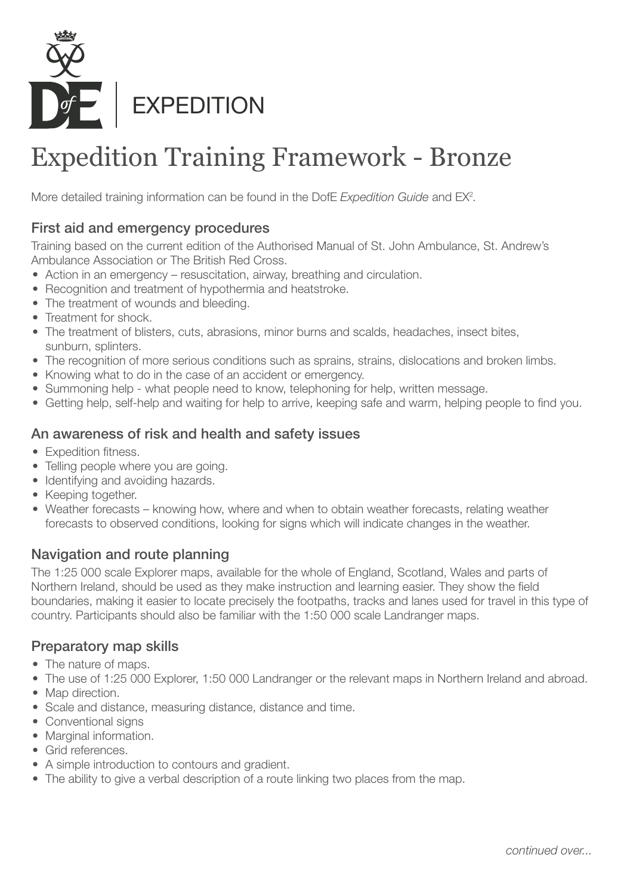EXPEDITION

# Expedition Training Framework - Bronze

More detailed training information can be found in the DofE *Expedition Guide* and $EX^2$.

## First aid and emergency procedures

Training based on the current edition of the Authorised Manual of St. John Ambulance, St. Andrew's Ambulance Association or The British Red Cross.

- Action in an emergency – resuscitation, airway, breathing and circulation.
- Recognition and treatment of hypothermia and heatstroke.
- The treatment of wounds and bleeding.
- Treatment for shock.
- The treatment of blisters, cuts, abrasions, minor burns and scalds, headaches, insect bites, sunburn, splinters.
- The recognition of more serious conditions such as sprains, strains, dislocations and broken limbs.
- Knowing what to do in the case of an accident or emergency.
- Summoning help - what people need to know, telephoning for help, written message.
- Getting help, self-help and waiting for help to arrive, keeping safe and warm, helping people to find you.

## An awareness of risk and health and safety issues

- Expedition fitness.
- Telling people where you are going.
- Identifying and avoiding hazards.
- Keeping together.
- Weather forecasts – knowing how, where and when to obtain weather forecasts, relating weather forecasts to observed conditions, looking for signs which will indicate changes in the weather.

## Navigation and route planning

The 1:25 000 scale Explorer maps, available for the whole of England, Scotland, Wales and parts of Northern Ireland, should be used as they make instruction and learning easier. They show the field boundaries, making it easier to locate precisely the footpaths, tracks and lanes used for travel in this type of country. Participants should also be familiar with the 1:50 000 scale Landranger maps.

## Preparatory map skills

- The nature of maps.
- The use of 1:25 000 Explorer, 1:50 000 Landranger or the relevant maps in Northern Ireland and abroad.
- Map direction.
- Scale and distance, measuring distance, distance and time.
- Conventional signs
- Marginal information.
- Grid references.
- A simple introduction to contours and gradient.
- The ability to give a verbal description of a route linking two places from the map.

*continued over...*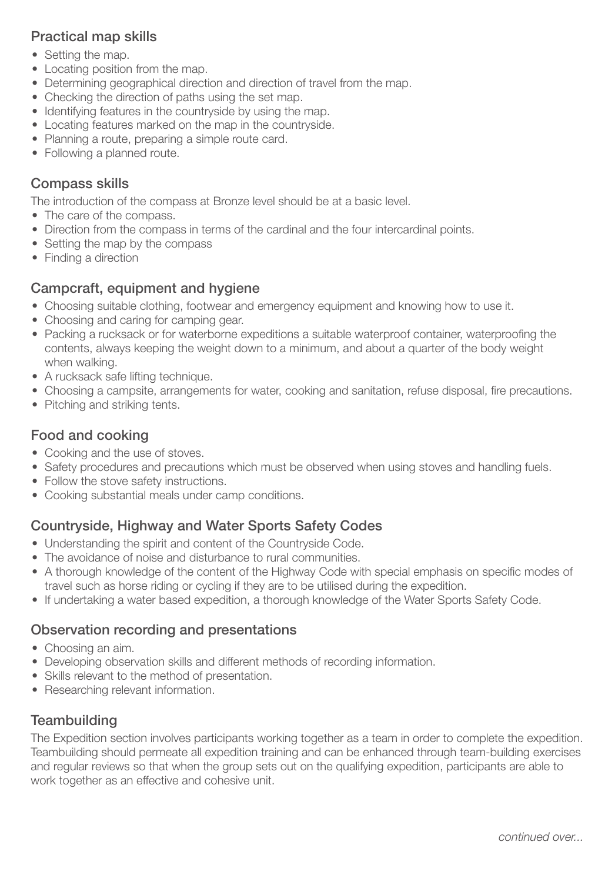### Practical map skills

- Setting the map.
- Locating position from the map.
- Determining geographical direction and direction of travel from the map.
- Checking the direction of paths using the set map.
- Identifying features in the countryside by using the map.
- Locating features marked on the map in the countryside.
- Planning a route, preparing a simple route card.
- Following a planned route.

### Compass skills

The introduction of the compass at Bronze level should be at a basic level.

- The care of the compass.
- Direction from the compass in terms of the cardinal and the four intercardinal points.
- Setting the map by the compass
- Finding a direction

### Campcraft, equipment and hygiene

- Choosing suitable clothing, footwear and emergency equipment and knowing how to use it.
- Choosing and caring for camping gear.
- Packing a rucksack or for waterborne expeditions a suitable waterproof container, waterproofing the contents, always keeping the weight down to a minimum, and about a quarter of the body weight when walking.
- A rucksack safe lifting technique.
- Choosing a campsite, arrangements for water, cooking and sanitation, refuse disposal, fire precautions.
- Pitching and striking tents.

### Food and cooking

- Cooking and the use of stoves.
- Safety procedures and precautions which must be observed when using stoves and handling fuels.
- Follow the stove safety instructions.
- Cooking substantial meals under camp conditions.

### Countryside, Highway and Water Sports Safety Codes

- Understanding the spirit and content of the Countryside Code.
- The avoidance of noise and disturbance to rural communities.
- A thorough knowledge of the content of the Highway Code with special emphasis on specific modes of travel such as horse riding or cycling if they are to be utilised during the expedition.
- If undertaking a water based expedition, a thorough knowledge of the Water Sports Safety Code.

### Observation recording and presentations

- Choosing an aim.
- Developing observation skills and different methods of recording information.
- Skills relevant to the method of presentation.
- Researching relevant information.

### Teambuilding

The Expedition section involves participants working together as a team in order to complete the expedition. Teambuilding should permeate all expedition training and can be enhanced through team-building exercises and regular reviews so that when the group sets out on the qualifying expedition, participants are able to work together as an effective and cohesive unit.

*continued over...*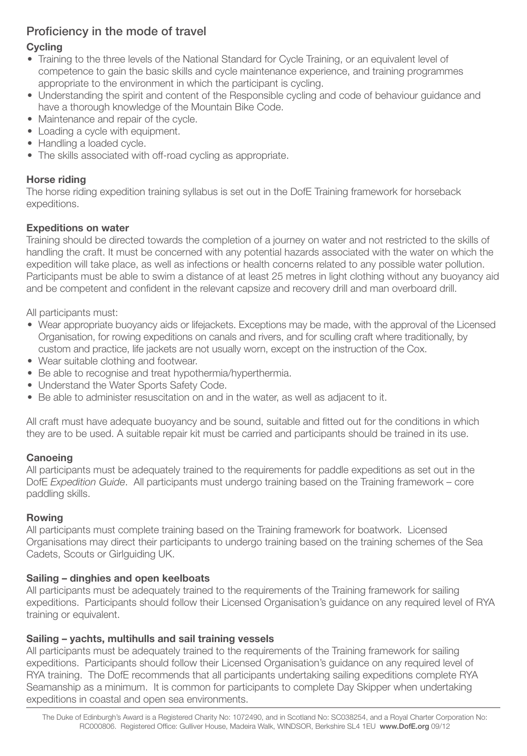## Proficiency in the mode of travel

### Cycling

- Training to the three levels of the National Standard for Cycle Training, or an equivalent level of competence to gain the basic skills and cycle maintenance experience, and training programmes appropriate to the environment in which the participant is cycling.
- Understanding the spirit and content of the Responsible cycling and code of behaviour guidance and have a thorough knowledge of the Mountain Bike Code.
- Maintenance and repair of the cycle.
- Loading a cycle with equipment.
- Handling a loaded cycle.
- The skills associated with off-road cycling as appropriate.

### Horse riding

The horse riding expedition training syllabus is set out in the DofE Training framework for horseback expeditions.

### Expeditions on water

Training should be directed towards the completion of a journey on water and not restricted to the skills of handling the craft. It must be concerned with any potential hazards associated with the water on which the expedition will take place, as well as infections or health concerns related to any possible water pollution. Participants must be able to swim a distance of at least 25 metres in light clothing without any buoyancy aid and be competent and confident in the relevant capsize and recovery drill and man overboard drill.

All participants must:

- Wear appropriate buoyancy aids or lifejackets. Exceptions may be made, with the approval of the Licensed Organisation, for rowing expeditions on canals and rivers, and for sculling craft where traditionally, by custom and practice, life jackets are not usually worn, except on the instruction of the Cox.
- Wear suitable clothing and footwear.
- Be able to recognise and treat hypothermia/hyperthermia.
- Understand the Water Sports Safety Code.
- Be able to administer resuscitation on and in the water, as well as adjacent to it.

All craft must have adequate buoyancy and be sound, suitable and fitted out for the conditions in which they are to be used. A suitable repair kit must be carried and participants should be trained in its use.

### Canoeing

All participants must be adequately trained to the requirements for paddle expeditions as set out in the DofE *Expedition Guide*. All participants must undergo training based on the Training framework – core paddling skills.

### Rowing

All participants must complete training based on the Training framework for boatwork. Licensed Organisations may direct their participants to undergo training based on the training schemes of the Sea Cadets, Scouts or Girlguiding UK.

### Sailing – dinghies and open keelboats

All participants must be adequately trained to the requirements of the Training framework for sailing expeditions. Participants should follow their Licensed Organisation's guidance on any required level of RYA training or equivalent.

### Sailing – yachts, multihulls and sail training vessels

All participants must be adequately trained to the requirements of the Training framework for sailing expeditions. Participants should follow their Licensed Organisation's guidance on any required level of RYA training. The DofE recommends that all participants undertaking sailing expeditions complete RYA Seamanship as a minimum. It is common for participants to complete Day Skipper when undertaking expeditions in coastal and open sea environments.

The Duke of Edinburgh's Award is a Registered Charity No: 1072490, and in Scotland No: SC038254, and a Royal Charter Corporation No: RC000806. Registered Office: Gulliver House, Madeira Walk, WINDSOR, Berkshire SL4 1EU **www.DofE.org** 09/12